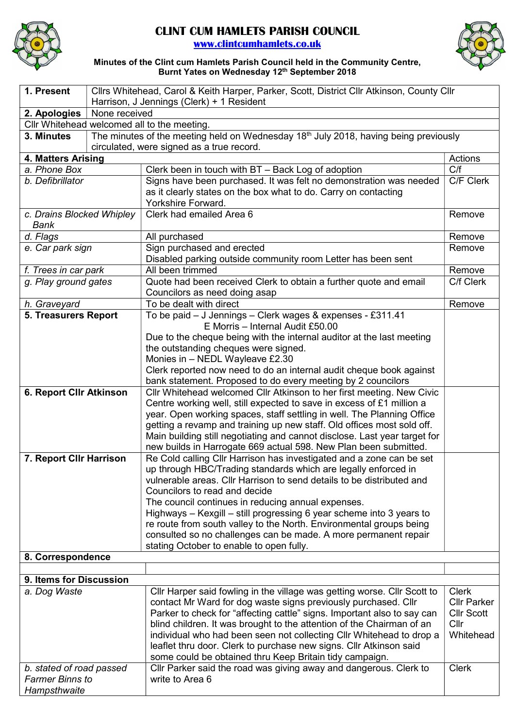# CLINT CUM HAMLETS PARISH COUNCIL

www.clintcumhamlets.co.uk

**Minutes of the Clint cum Hamlets Parish Council held in the Community Centre, Burnt Yates on Wednesday 12th September 2018**

| | | |
|---|---|---|
| **1. Present** | Cllrs Whitehead, Carol & Keith Harper, Parker, Scott, District Cllr Atkinson, County Cllr Harrison, J Jennings (Clerk) + 1 Resident | |
| **2. Apologies** | None received | |
| Cllr Whitehead welcomed all to the meeting. | | |
| **3. Minutes** | The minutes of the meeting held on Wednesday 18th July 2018, having being previously circulated, were signed as a true record. | |
| **4. Matters Arising** | | Actions |
| *a. Phone Box* | Clerk been in touch with BT – Back Log of adoption | C/f |
| *b. Defibrillator* | Signs have been purchased. It was felt no demonstration was needed as it clearly states on the box what to do. Carry on contacting Yorkshire Forward. | C/F Clerk |
| *c. Drains Blocked Whipley Bank* | Clerk had emailed Area 6 | Remove |
| *d. Flags* | All purchased | Remove |
| *e. Car park sign* | Sign purchased and erected<br>Disabled parking outside community room Letter has been sent | Remove |
| *f. Trees in car park* | All been trimmed | Remove |
| *g. Play ground gates* | Quote had been received Clerk to obtain a further quote and email Councilors as need doing asap | C/f Clerk |
| *h. Graveyard* | To be dealt with direct | Remove |
| **5. Treasurers Report** | To be paid – J Jennings – Clerk wages & expenses - £311.41<br>E Morris – Internal Audit £50.00<br>Due to the cheque being with the internal auditor at the last meeting the outstanding cheques were signed.<br>Monies in – NEDL Wayleave £2.30<br>Clerk reported now need to do an internal audit cheque book against bank statement. Proposed to do every meeting by 2 councilors | |
| **6. Report Cllr Atkinson** | Cllr Whitehead welcomed Cllr Atkinson to her first meeting. New Civic Centre working well, still expected to save in excess of £1 million a year. Open working spaces, staff settling in well. The Planning Office getting a revamp and training up new staff. Old offices most sold off. Main building still negotiating and cannot disclose. Last year target for new builds in Harrogate 669 actual 598. New Plan been submitted. | |
| **7. Report Cllr Harrison** | Re Cold calling Cllr Harrison has investigated and a zone can be set up through HBC/Trading standards which are legally enforced in vulnerable areas. Cllr Harrison to send details to be distributed and Councilors to read and decide<br>The council continues in reducing annual expenses.<br>Highways – Kexgill – still progressing 6 year scheme into 3 years to re route from south valley to the North. Environmental groups being consulted so no challenges can be made. A more permanent repair stating October to enable to open fully. | |
| **8. Correspondence** | | |
| | | |
| **9. Items for Discussion** | | |
| *a. Dog Waste* | Cllr Harper said fowling in the village was getting worse. Cllr Scott to contact Mr Ward for dog waste signs previously purchased. Cllr Parker to check for "affecting cattle" signs. Important also to say can blind children. It was brought to the attention of the Chairman of an individual who had been seen not collecting Cllr Whitehead to drop a leaflet thru door. Clerk to purchase new signs. Cllr Atkinson said some could be obtained thru Keep Britain tidy campaign. | Clerk<br>Cllr Parker<br>Cllr Scott<br>Cllr Whitehead |
| *b. stated of road passed Farmer Binns to Hampsthwaite* | Cllr Parker said the road was giving away and dangerous. Clerk to write to Area 6 | Clerk |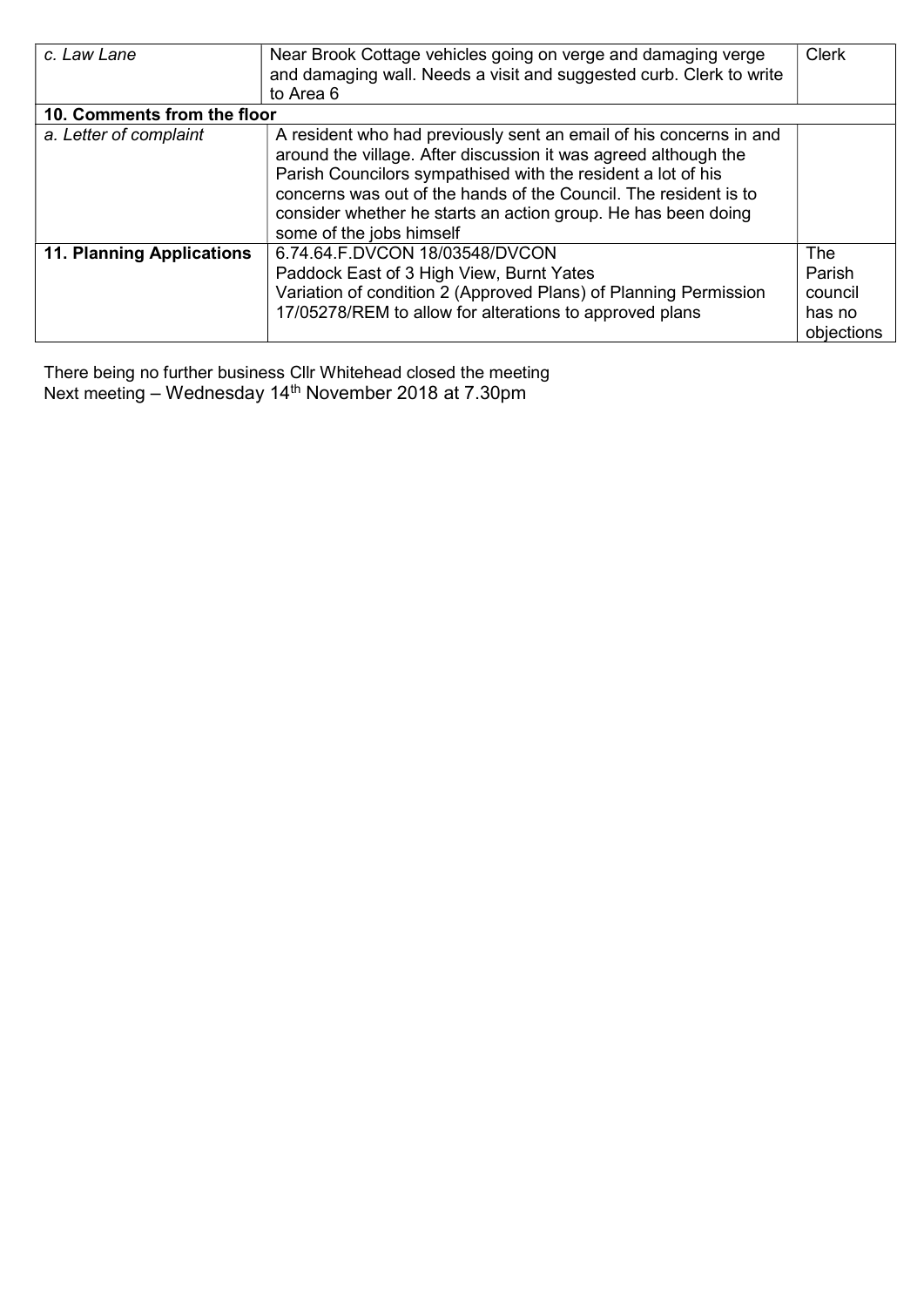| | | |
|---|---|---|
| *c. Law Lane* | Near Brook Cottage vehicles going on verge and damaging verge and damaging wall. Needs a visit and suggested curb. Clerk to write to Area 6 | Clerk |
| **10. Comments from the floor** | | |
| *a. Letter of complaint* | A resident who had previously sent an email of his concerns in and around the village. After discussion it was agreed although the Parish Councilors sympathised with the resident a lot of his concerns was out of the hands of the Council. The resident is to consider whether he starts an action group. He has been doing some of the jobs himself | |
| **11. Planning Applications** | 6.74.64.F.DVCON 18/03548/DVCON<br>Paddock East of 3 High View, Burnt Yates<br>Variation of condition 2 (Approved Plans) of Planning Permission 17/05278/REM to allow for alterations to approved plans | The Parish council has no objections |

There being no further business Cllr Whitehead closed the meeting
Next meeting – Wednesday 14th November 2018 at 7.30pm